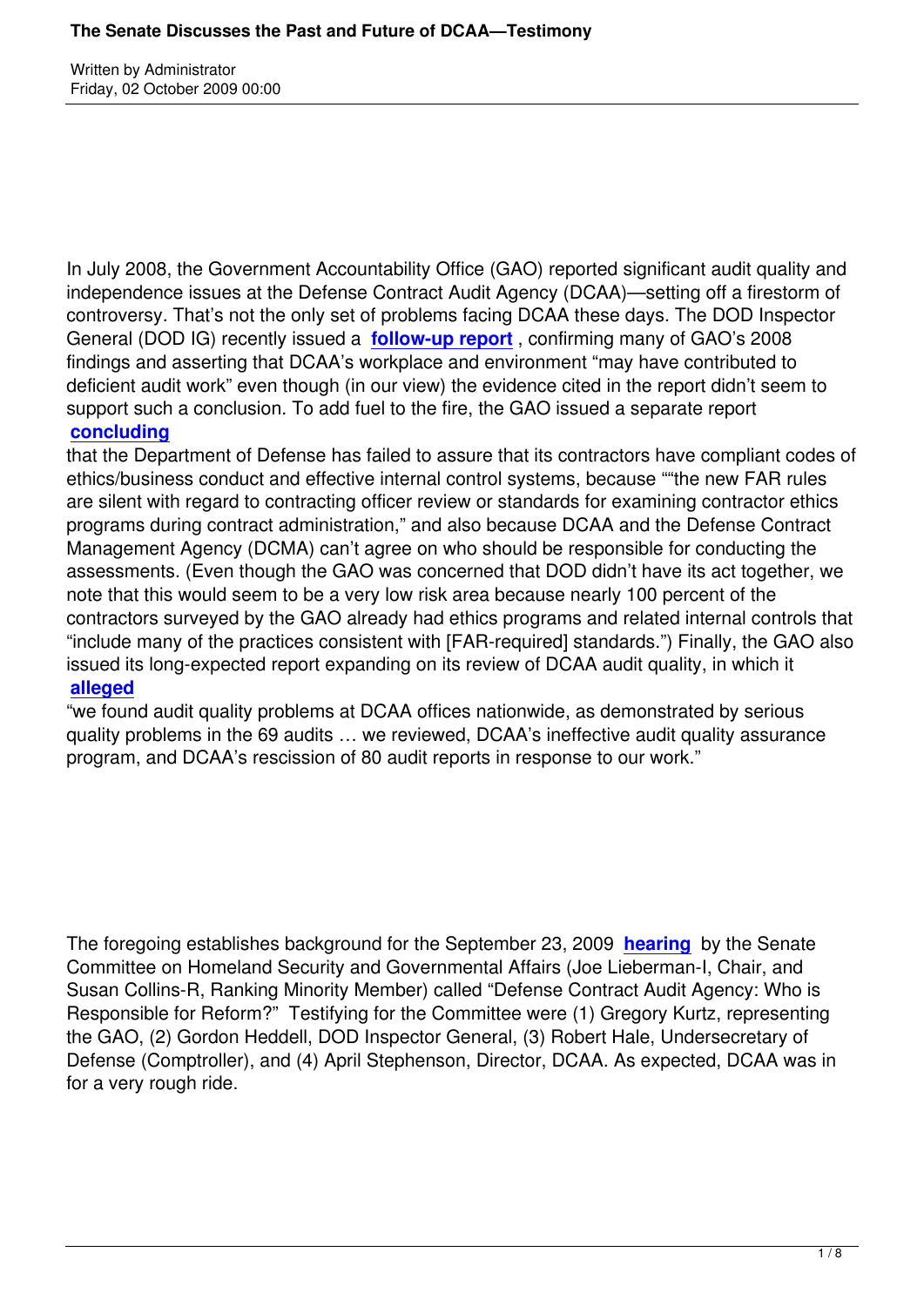In July 2008, the Government Accountability Office (GAO) reported significant audit quality and independence issues at the Defense Contract Audit Agency (DCAA)—setting off a firestorm of controversy. That's not the only set of problems facing DCAA these days. The DOD Inspector General (DOD IG) recently issued a **follow-up report** , confirming many of GAO's 2008 findings and asserting that DCAA's workplace and environment "may have contributed to deficient audit work" even though (in our view) the evidence cited in the report didn't seem to support such a conclusion. To add fuel to the fire, the GAO issued a separate report **concluding** that the Department of Defense has failed to assure that its contractors have compliant codes of ethics/business conduct and effective internal control systems, because ""the new FAR rules are silent with regard to contracting officer review or standards for examining contractor ethics programs during contract administration," and also because DCAA and the Defense Contract Management Agency (DCMA) can't agree on who should be responsible for conducting the assessments. (Even though the GAO was concerned that DOD didn't have its act together, we note that this would seem to be a very low risk area because nearly 100 percent of the contractors surveyed by the GAO already had ethics programs and related internal controls that "include many of the practices consistent with [FAR-required] standards.") Finally, the GAO also issued its long-expected report expanding on its review of DCAA audit quality, in which it **alleged** "we found audit quality problems at DCAA offices nationwide, as demonstrated by serious quality problems in the 69 audits … we reviewed, DCAA's ineffective audit quality assurance program, and DCAA's rescission of 80 audit reports in response to our work."

The foregoing establishes background for the September 23, 2009 **hearing** by the Senate Committee on Homeland Security and Governmental Affairs (Joe Lieberman-I, Chair, and Susan Collins-R, Ranking Minority Member) called "Defense Contract Audit Agency: Who is Responsible for Reform?" Testifying for the Committee were (1) Gregory Kurtz, representing the GAO, (2) Gordon Heddell, DOD Inspector General, (3) Robert Hale, Undersecretary of Defense (Comptroller), and (4) April Stephenson, Director, DCAA. As expected, DCAA was in for a very rough ride.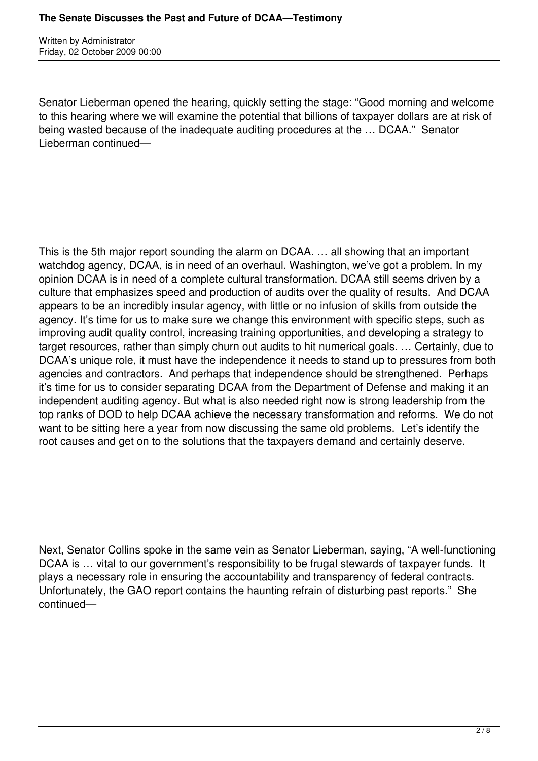Senator Lieberman opened the hearing, quickly setting the stage: “Good morning and welcome to this hearing where we will examine the potential that billions of taxpayer dollars are at risk of being wasted because of the inadequate auditing procedures at the … DCAA.” Senator Lieberman continued—

This is the 5th major report sounding the alarm on DCAA. … all showing that an important watchdog agency, DCAA, is in need of an overhaul. Washington, we’ve got a problem. In my opinion DCAA is in need of a complete cultural transformation. DCAA still seems driven by a culture that emphasizes speed and production of audits over the quality of results. And DCAA appears to be an incredibly insular agency, with little or no infusion of skills from outside the agency. It’s time for us to make sure we change this environment with specific steps, such as improving audit quality control, increasing training opportunities, and developing a strategy to target resources, rather than simply churn out audits to hit numerical goals. … Certainly, due to DCAA’s unique role, it must have the independence it needs to stand up to pressures from both agencies and contractors. And perhaps that independence should be strengthened. Perhaps it’s time for us to consider separating DCAA from the Department of Defense and making it an independent auditing agency. But what is also needed right now is strong leadership from the top ranks of DOD to help DCAA achieve the necessary transformation and reforms. We do not want to be sitting here a year from now discussing the same old problems. Let’s identify the root causes and get on to the solutions that the taxpayers demand and certainly deserve.

Next, Senator Collins spoke in the same vein as Senator Lieberman, saying, “A well-functioning DCAA is … vital to our government’s responsibility to be frugal stewards of taxpayer funds. It plays a necessary role in ensuring the accountability and transparency of federal contracts. Unfortunately, the GAO report contains the haunting refrain of disturbing past reports.” She continued—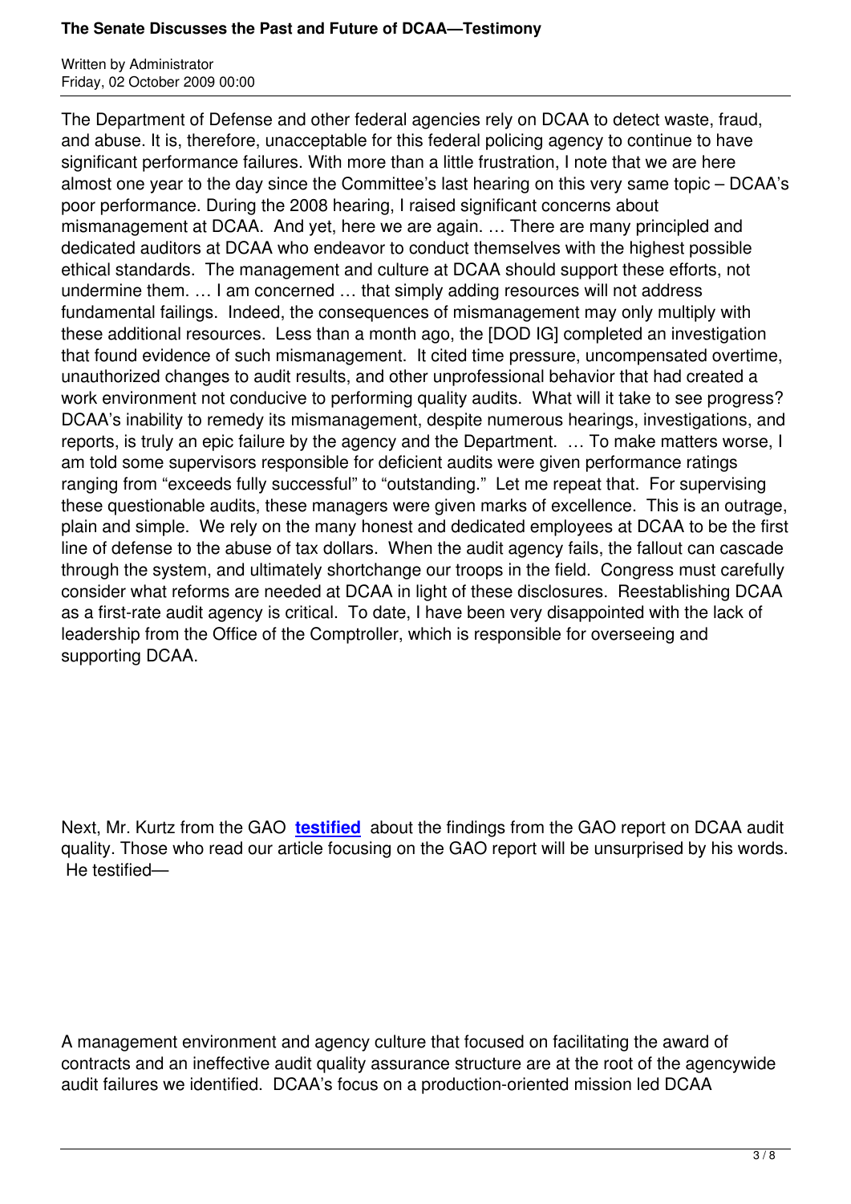The Department of Defense and other federal agencies rely on DCAA to detect waste, fraud, and abuse. It is, therefore, unacceptable for this federal policing agency to continue to have significant performance failures. With more than a little frustration, I note that we are here almost one year to the day since the Committee's last hearing on this very same topic – DCAA's poor performance. During the 2008 hearing, I raised significant concerns about mismanagement at DCAA. And yet, here we are again. … There are many principled and dedicated auditors at DCAA who endeavor to conduct themselves with the highest possible ethical standards. The management and culture at DCAA should support these efforts, not undermine them. … I am concerned … that simply adding resources will not address fundamental failings. Indeed, the consequences of mismanagement may only multiply with these additional resources. Less than a month ago, the [DOD IG] completed an investigation that found evidence of such mismanagement. It cited time pressure, uncompensated overtime, unauthorized changes to audit results, and other unprofessional behavior that had created a work environment not conducive to performing quality audits. What will it take to see progress? DCAA's inability to remedy its mismanagement, despite numerous hearings, investigations, and reports, is truly an epic failure by the agency and the Department. … To make matters worse, I am told some supervisors responsible for deficient audits were given performance ratings ranging from "exceeds fully successful" to "outstanding." Let me repeat that. For supervising these questionable audits, these managers were given marks of excellence. This is an outrage, plain and simple. We rely on the many honest and dedicated employees at DCAA to be the first line of defense to the abuse of tax dollars. When the audit agency fails, the fallout can cascade through the system, and ultimately shortchange our troops in the field. Congress must carefully consider what reforms are needed at DCAA in light of these disclosures. Reestablishing DCAA as a first-rate audit agency is critical. To date, I have been very disappointed with the lack of leadership from the Office of the Comptroller, which is responsible for overseeing and supporting DCAA.

Next, Mr. Kurtz from the GAO **testified** about the findings from the GAO report on DCAA audit quality. Those who read our article focusing on the GAO report will be unsurprised by his words. He testified—

A management environment and agency culture that focused on facilitating the award of contracts and an ineffective audit quality assurance structure are at the root of the agencywide audit failures we identified. DCAA's focus on a production-oriented mission led DCAA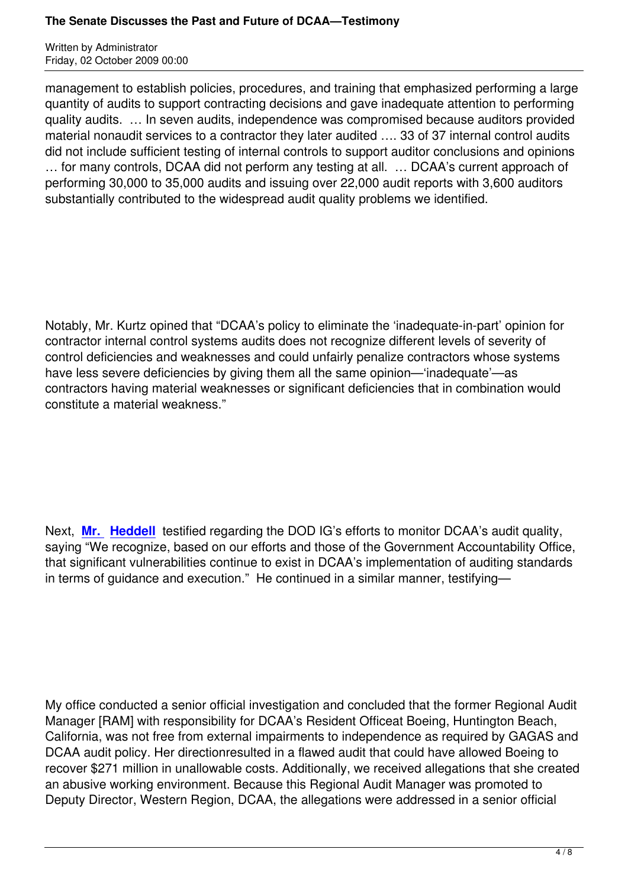management to establish policies, procedures, and training that emphasized performing a large quantity of audits to support contracting decisions and gave inadequate attention to performing quality audits. … In seven audits, independence was compromised because auditors provided material nonaudit services to a contractor they later audited …. 33 of 37 internal control audits did not include sufficient testing of internal controls to support auditor conclusions and opinions … for many controls, DCAA did not perform any testing at all. … DCAA's current approach of performing 30,000 to 35,000 audits and issuing over 22,000 audit reports with 3,600 auditors substantially contributed to the widespread audit quality problems we identified.

Notably, Mr. Kurtz opined that "DCAA's policy to eliminate the 'inadequate-in-part' opinion for contractor internal control systems audits does not recognize different levels of severity of control deficiencies and weaknesses and could unfairly penalize contractors whose systems have less severe deficiencies by giving them all the same opinion—'inadequate'—as contractors having material weaknesses or significant deficiencies that in combination would constitute a material weakness."

Next, **Mr. Heddell** testified regarding the DOD IG's efforts to monitor DCAA's audit quality, saying "We recognize, based on our efforts and those of the Government Accountability Office, that significant vulnerabilities continue to exist in DCAA's implementation of auditing standards in terms of guidance and execution." He continued in a similar manner, testifying—

My office conducted a senior official investigation and concluded that the former Regional Audit Manager [RAM] with responsibility for DCAA's Resident Officeat Boeing, Huntington Beach, California, was not free from external impairments to independence as required by GAGAS and DCAA audit policy. Her directionresulted in a flawed audit that could have allowed Boeing to recover $271 million in unallowable costs. Additionally, we received allegations that she created an abusive working environment. Because this Regional Audit Manager was promoted to Deputy Director, Western Region, DCAA, the allegations were addressed in a senior official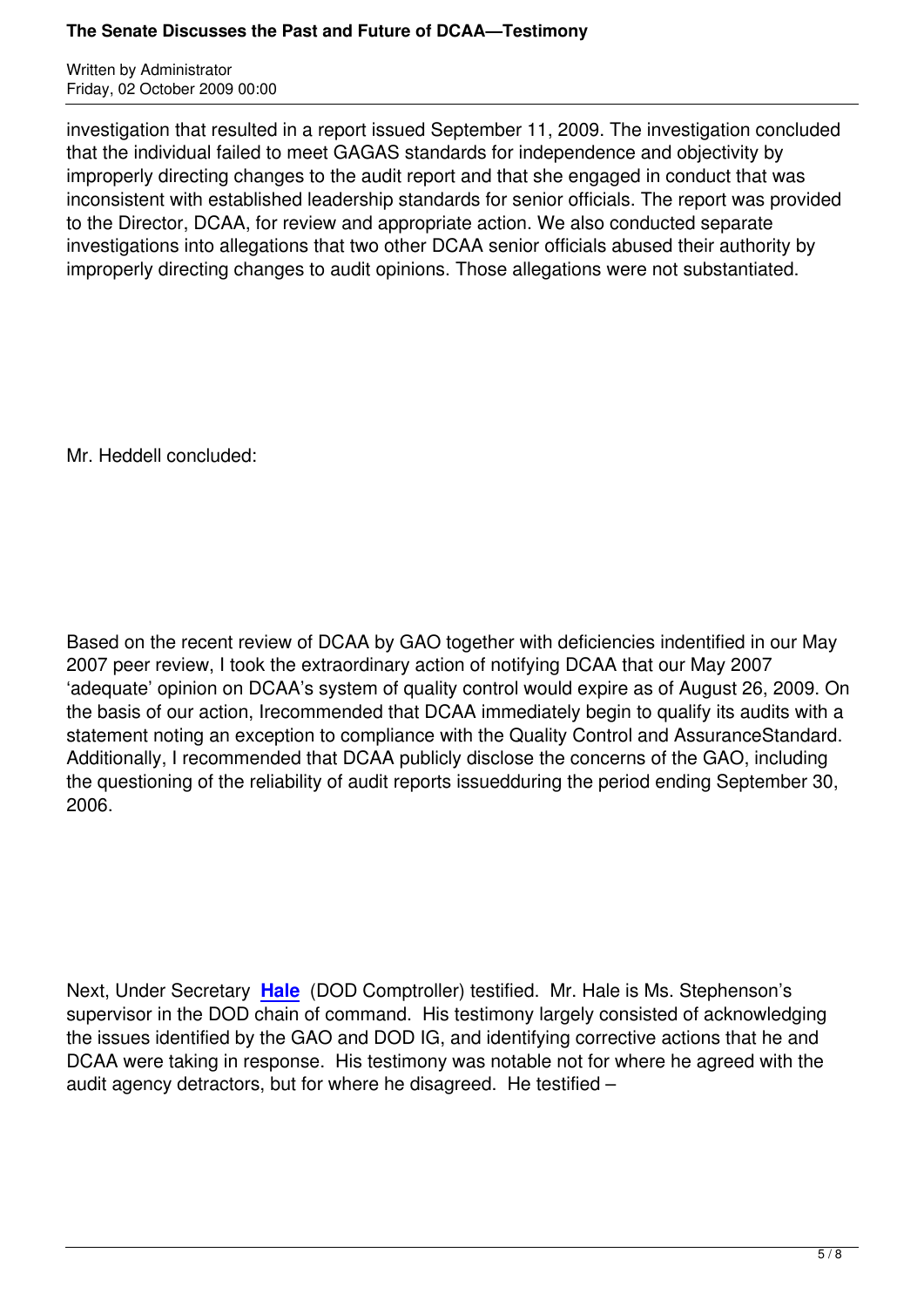investigation that resulted in a report issued September 11, 2009. The investigation concluded that the individual failed to meet GAGAS standards for independence and objectivity by improperly directing changes to the audit report and that she engaged in conduct that was inconsistent with established leadership standards for senior officials. The report was provided to the Director, DCAA, for review and appropriate action. We also conducted separate investigations into allegations that two other DCAA senior officials abused their authority by improperly directing changes to audit opinions. Those allegations were not substantiated.

Mr. Heddell concluded:

Based on the recent review of DCAA by GAO together with deficiencies indentified in our May 2007 peer review, I took the extraordinary action of notifying DCAA that our May 2007 'adequate' opinion on DCAA's system of quality control would expire as of August 26, 2009. On the basis of our action, Irecommended that DCAA immediately begin to qualify its audits with a statement noting an exception to compliance with the Quality Control and AssuranceStandard. Additionally, I recommended that DCAA publicly disclose the concerns of the GAO, including the questioning of the reliability of audit reports issuedduring the period ending September 30, 2006.

Next, Under Secretary **Hale** (DOD Comptroller) testified. Mr. Hale is Ms. Stephenson's supervisor in the DOD chain of command. His testimony largely consisted of acknowledging the issues identified by the GAO and DOD IG, and identifying corrective actions that he and DCAA were taking in response. His testimony was notable not for where he agreed with the audit agency detractors, but for where he disagreed. He testified –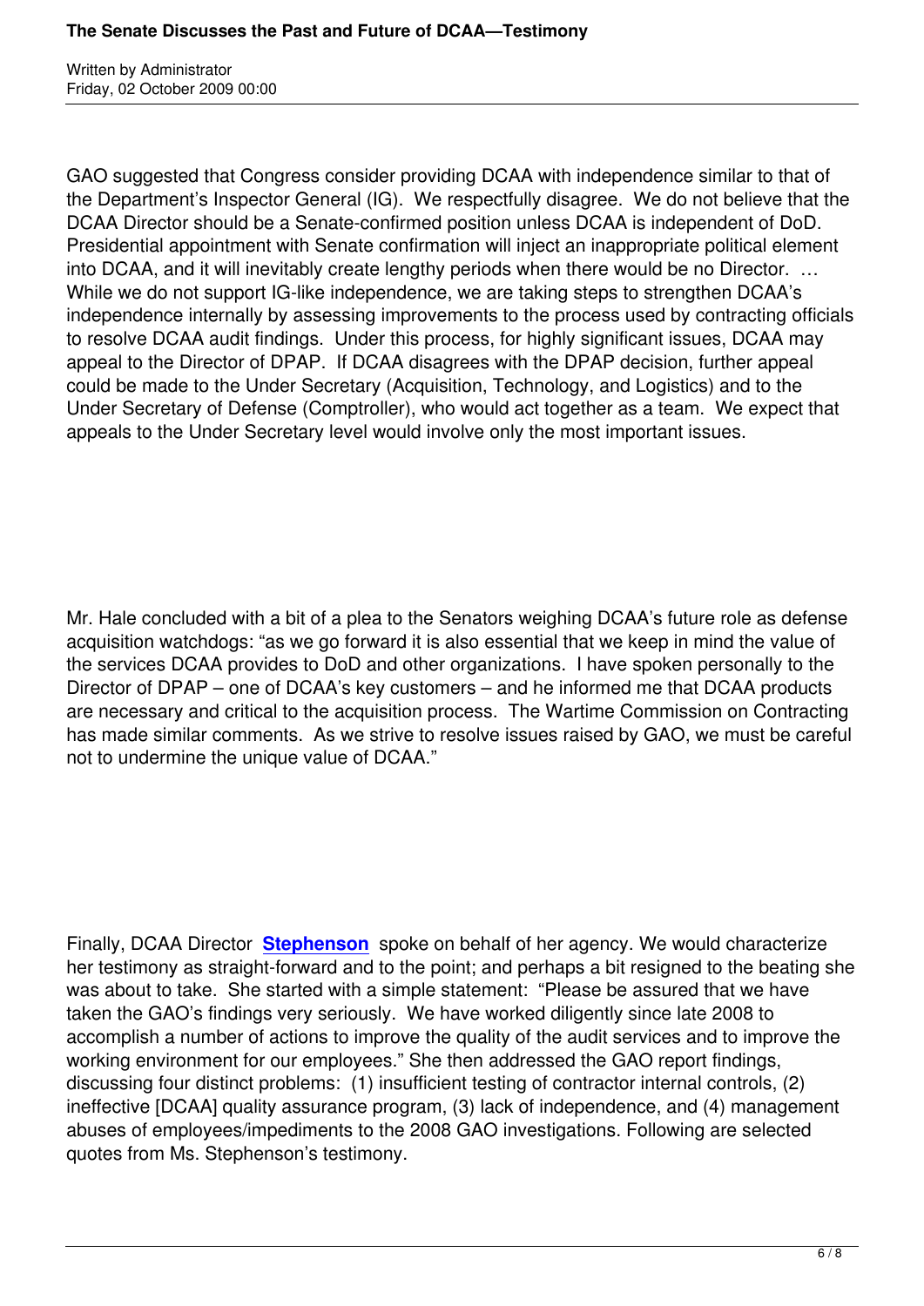GAO suggested that Congress consider providing DCAA with independence similar to that of the Department's Inspector General (IG). We respectfully disagree. We do not believe that the DCAA Director should be a Senate-confirmed position unless DCAA is independent of DoD. Presidential appointment with Senate confirmation will inject an inappropriate political element into DCAA, and it will inevitably create lengthy periods when there would be no Director. … While we do not support IG-like independence, we are taking steps to strengthen DCAA's independence internally by assessing improvements to the process used by contracting officials to resolve DCAA audit findings. Under this process, for highly significant issues, DCAA may appeal to the Director of DPAP. If DCAA disagrees with the DPAP decision, further appeal could be made to the Under Secretary (Acquisition, Technology, and Logistics) and to the Under Secretary of Defense (Comptroller), who would act together as a team. We expect that appeals to the Under Secretary level would involve only the most important issues.

Mr. Hale concluded with a bit of a plea to the Senators weighing DCAA's future role as defense acquisition watchdogs: "as we go forward it is also essential that we keep in mind the value of the services DCAA provides to DoD and other organizations. I have spoken personally to the Director of DPAP – one of DCAA's key customers – and he informed me that DCAA products are necessary and critical to the acquisition process. The Wartime Commission on Contracting has made similar comments. As we strive to resolve issues raised by GAO, we must be careful not to undermine the unique value of DCAA."

Finally, DCAA Director **Stephenson** spoke on behalf of her agency. We would characterize her testimony as straight-forward and to the point; and perhaps a bit resigned to the beating she was about to take. She started with a simple statement: "Please be assured that we have taken the GAO's findings very seriously. We have worked diligently since late 2008 to accomplish a number of actions to improve the quality of the audit services and to improve the working environment for our employees." She then addressed the GAO report findings, discussing four distinct problems: (1) insufficient testing of contractor internal controls, (2) ineffective [DCAA] quality assurance program, (3) lack of independence, and (4) management abuses of employees/impediments to the 2008 GAO investigations. Following are selected quotes from Ms. Stephenson's testimony.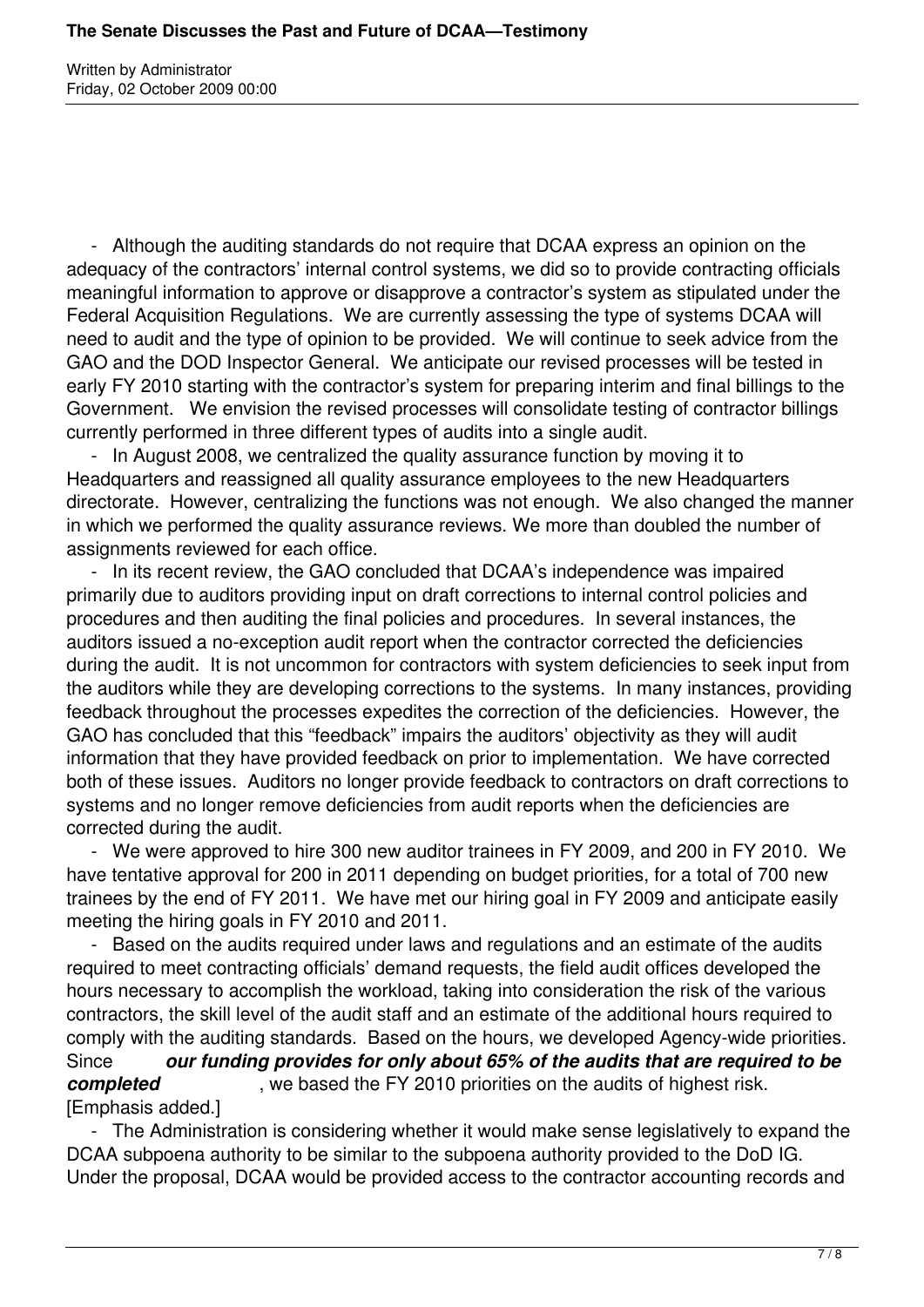- Although the auditing standards do not require that DCAA express an opinion on the adequacy of the contractors' internal control systems, we did so to provide contracting officials meaningful information to approve or disapprove a contractor's system as stipulated under the Federal Acquisition Regulations. We are currently assessing the type of systems DCAA will need to audit and the type of opinion to be provided. We will continue to seek advice from the GAO and the DOD Inspector General. We anticipate our revised processes will be tested in early FY 2010 starting with the contractor's system for preparing interim and final billings to the Government. We envision the revised processes will consolidate testing of contractor billings currently performed in three different types of audits into a single audit.
- In August 2008, we centralized the quality assurance function by moving it to Headquarters and reassigned all quality assurance employees to the new Headquarters directorate. However, centralizing the functions was not enough. We also changed the manner in which we performed the quality assurance reviews. We more than doubled the number of assignments reviewed for each office.
- In its recent review, the GAO concluded that DCAA's independence was impaired primarily due to auditors providing input on draft corrections to internal control policies and procedures and then auditing the final policies and procedures. In several instances, the auditors issued a no-exception audit report when the contractor corrected the deficiencies during the audit. It is not uncommon for contractors with system deficiencies to seek input from the auditors while they are developing corrections to the systems. In many instances, providing feedback throughout the processes expedites the correction of the deficiencies. However, the GAO has concluded that this "feedback" impairs the auditors' objectivity as they will audit information that they have provided feedback on prior to implementation. We have corrected both of these issues. Auditors no longer provide feedback to contractors on draft corrections to systems and no longer remove deficiencies from audit reports when the deficiencies are corrected during the audit.
- We were approved to hire 300 new auditor trainees in FY 2009, and 200 in FY 2010. We have tentative approval for 200 in 2011 depending on budget priorities, for a total of 700 new trainees by the end of FY 2011. We have met our hiring goal in FY 2009 and anticipate easily meeting the hiring goals in FY 2010 and 2011.
- Based on the audits required under laws and regulations and an estimate of the audits required to meet contracting officials' demand requests, the field audit offices developed the hours necessary to accomplish the workload, taking into consideration the risk of the various contractors, the skill level of the audit staff and an estimate of the additional hours required to comply with the auditing standards. Based on the hours, we developed Agency-wide priorities. Since ***our funding provides for only about 65% of the audits that are required to be completed***, we based the FY 2010 priorities on the audits of highest risk. [Emphasis added.]
- The Administration is considering whether it would make sense legislatively to expand the DCAA subpoena authority to be similar to the subpoena authority provided to the DoD IG. Under the proposal, DCAA would be provided access to the contractor accounting records and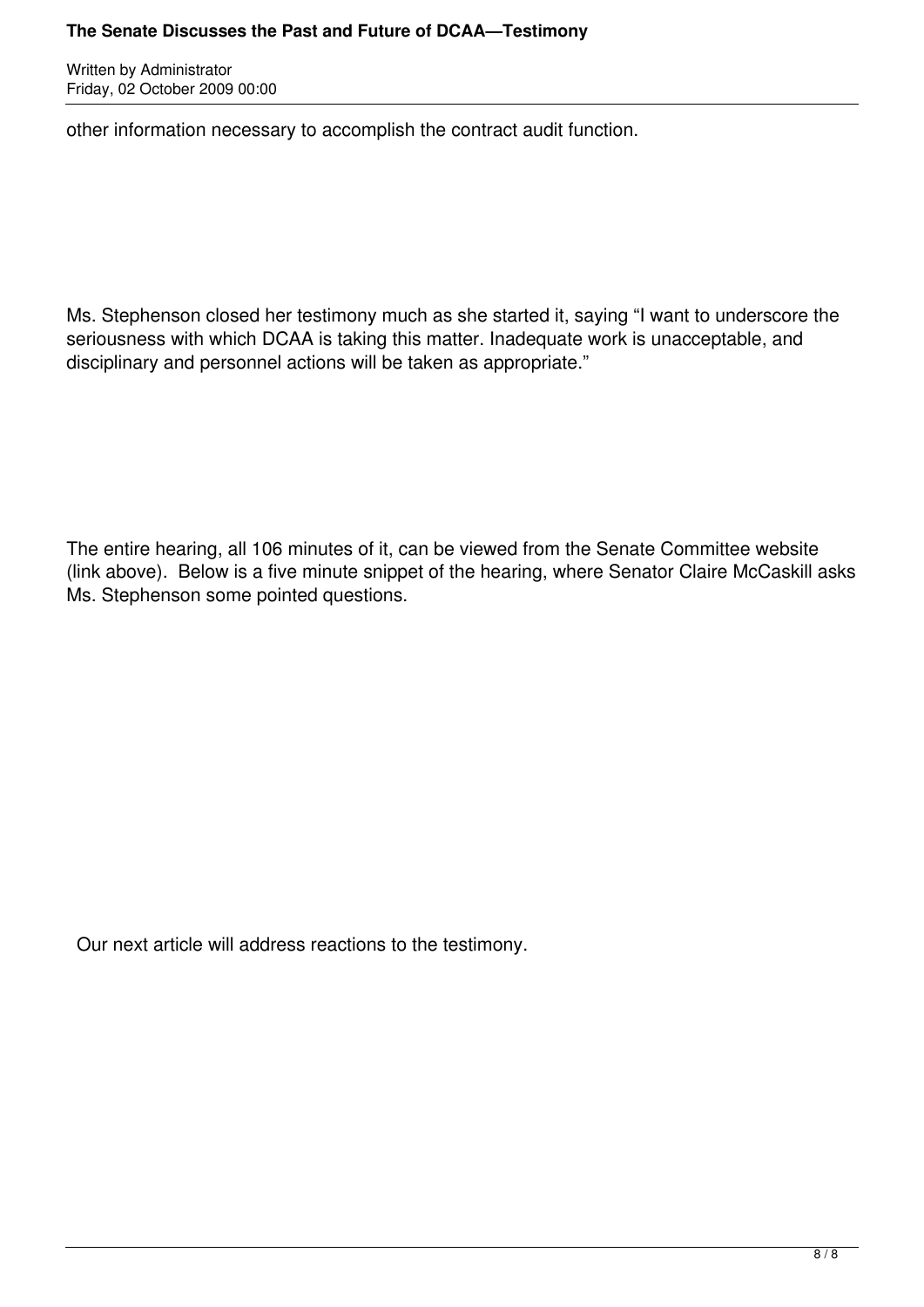other information necessary to accomplish the contract audit function.

Ms. Stephenson closed her testimony much as she started it, saying “I want to underscore the seriousness with which DCAA is taking this matter. Inadequate work is unacceptable, and disciplinary and personnel actions will be taken as appropriate.”

The entire hearing, all 106 minutes of it, can be viewed from the Senate Committee website (link above). Below is a five minute snippet of the hearing, where Senator Claire McCaskill asks Ms. Stephenson some pointed questions.

Our next article will address reactions to the testimony.